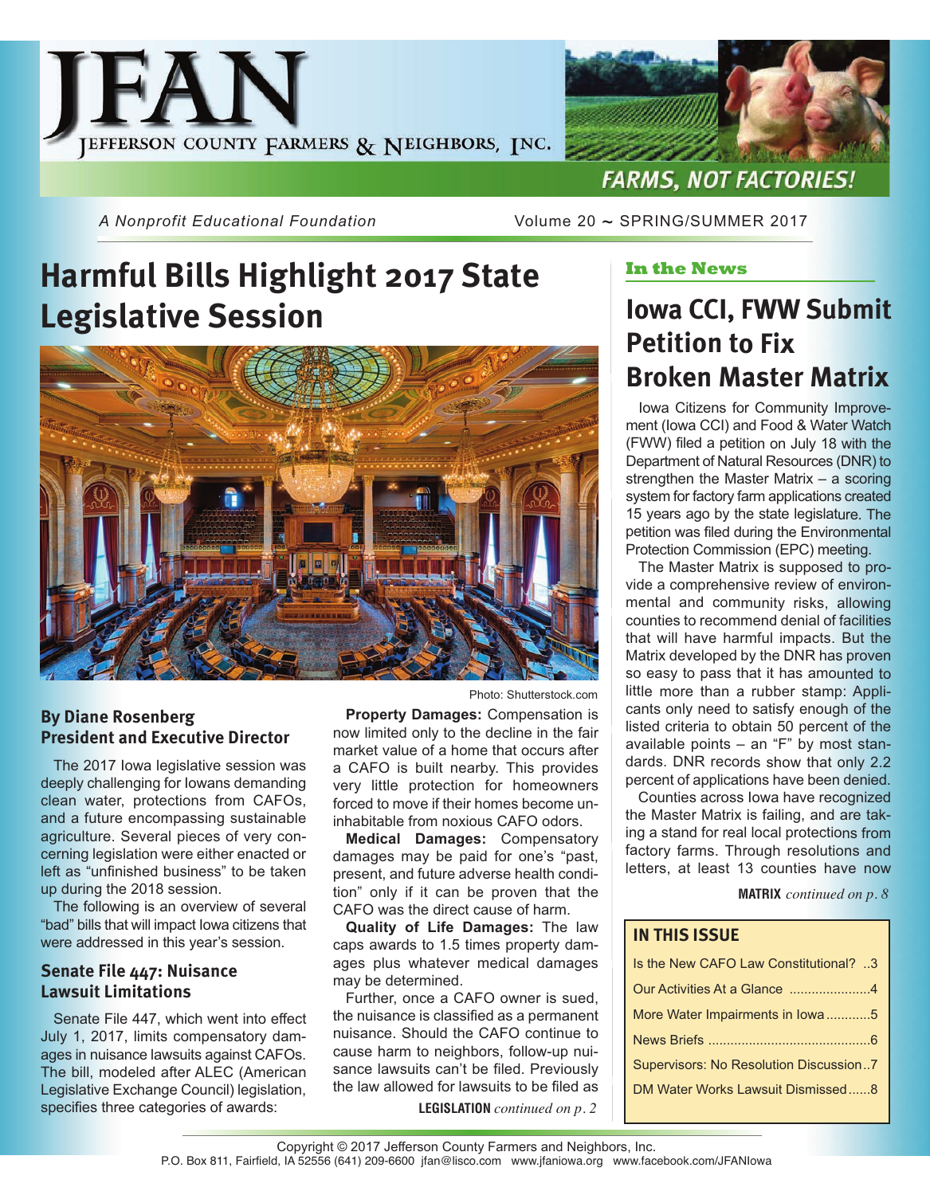# JFAN

JEFFERSON COUNTY FARMERS & NEIGHBORS, INC.

FARMS, NOT FACTORIES!

*A Nonprofit Educational Foundation*

Volume 20 ~ SPRING/SUMMER 2017

## Harmful Bills Highlight 2017 State Legislative Session

Photo: Shutterstock.com

**By Diane Rosenberg**
**President and Executive Director**

The 2017 Iowa legislative session was deeply challenging for Iowans demanding clean water, protections from CAFOs, and a future encompassing sustainable agriculture. Several pieces of very concerning legislation were either enacted or left as "unfinished business" to be taken up during the 2018 session.

The following is an overview of several "bad" bills that will impact Iowa citizens that were addressed in this year's session.

### Senate File 447: Nuisance Lawsuit Limitations

Senate File 447, which went into effect July 1, 2017, limits compensatory damages in nuisance lawsuits against CAFOs. The bill, modeled after ALEC (American Legislative Exchange Council) legislation, specifies three categories of awards:

**Property Damages:** Compensation is now limited only to the decline in the fair market value of a home that occurs after a CAFO is built nearby. This provides very little protection for homeowners forced to move if their homes become uninhabitable from noxious CAFO odors.

**Medical Damages:** Compensatory damages may be paid for one's "past, present, and future adverse health condition" only if it can be proven that the CAFO was the direct cause of harm.

**Quality of Life Damages:** The law caps awards to 1.5 times property damages plus whatever medical damages may be determined.

Further, once a CAFO owner is sued, the nuisance is classified as a permanent nuisance. Should the CAFO continue to cause harm to neighbors, follow-up nuisance lawsuits can't be filed. Previously the law allowed for lawsuits to be filed as

**LEGISLATION** *continued on p. 2*

**In the News**

## Iowa CCI, FWW Submit Petition to Fix Broken Master Matrix

Iowa Citizens for Community Improvement (Iowa CCI) and Food & Water Watch (FWW) filed a petition on July 18 with the Department of Natural Resources (DNR) to strengthen the Master Matrix – a scoring system for factory farm applications created 15 years ago by the state legislature. The petition was filed during the Environmental Protection Commission (EPC) meeting.

The Master Matrix is supposed to provide a comprehensive review of environmental and community risks, allowing counties to recommend denial of facilities that will have harmful impacts. But the Matrix developed by the DNR has proven so easy to pass that it has amounted to little more than a rubber stamp: Applicants only need to satisfy enough of the listed criteria to obtain 50 percent of the available points – an "F" by most standards. DNR records show that only 2.2 percent of applications have been denied.

Counties across Iowa have recognized the Master Matrix is failing, and are taking a stand for real local protections from factory farms. Through resolutions and letters, at least 13 counties have now

**MATRIX** *continued on p. 8*

### IN THIS ISSUE

| | |
|---|---|
| Is the New CAFO Law Constitutional? | 3 |
| Our Activities At a Glance | 4 |
| More Water Impairments in Iowa | 5 |
| News Briefs | 6 |
| Supervisors: No Resolution Discussion | 7 |
| DM Water Works Lawsuit Dismissed | 8 |

Copyright © 2017 Jefferson County Farmers and Neighbors, Inc.
P.O. Box 811, Fairfield, IA 52556 (641) 209-6600 jfan@lisco.com www.jfaniowa.org www.facebook.com/JFANIowa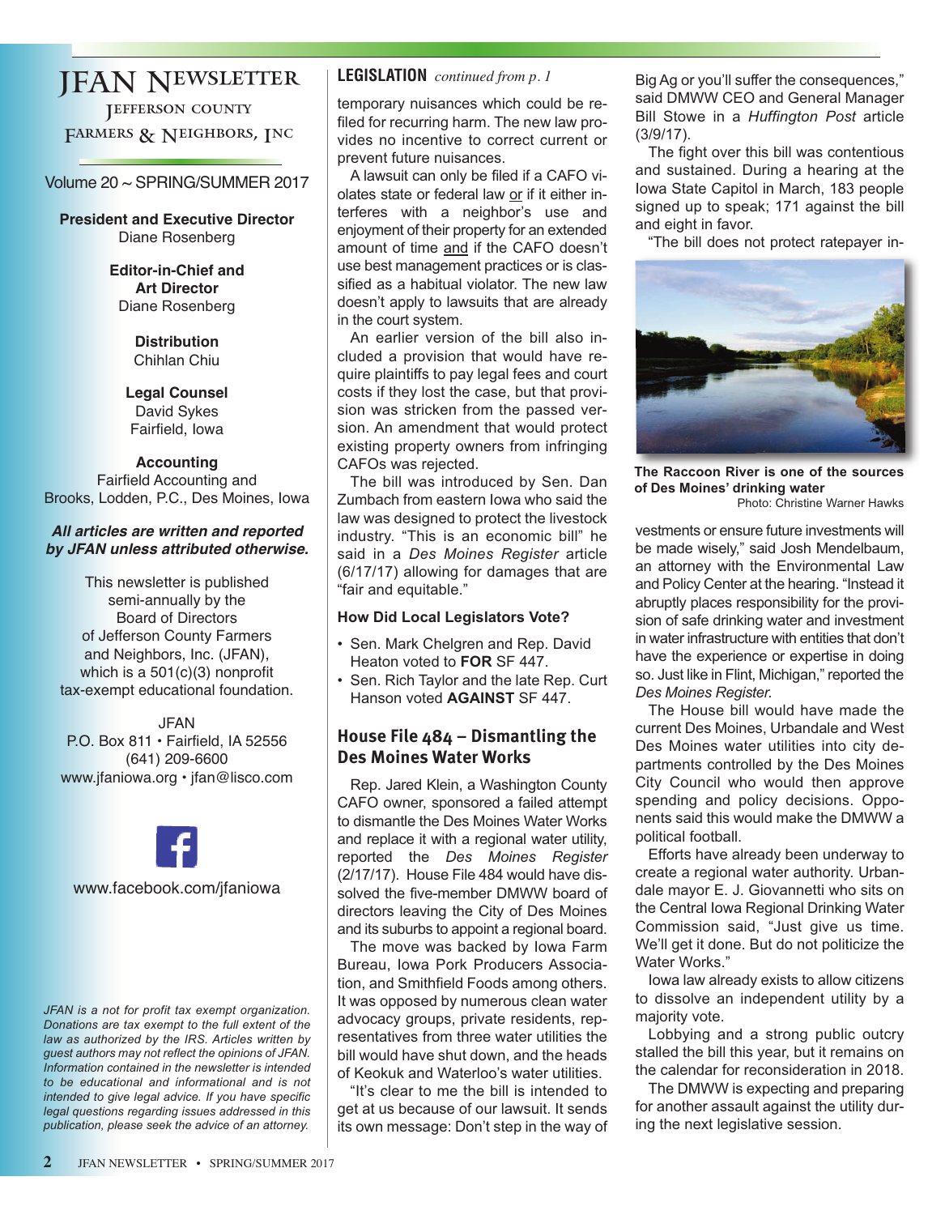# JFAN Newsletter

Jefferson County Farmers & Neighbors, Inc

Volume 20 ~ SPRING/SUMMER 2017

**President and Executive Director**
Diane Rosenberg

**Editor-in-Chief and Art Director**
Diane Rosenberg

**Distribution**
Chihlan Chiu

**Legal Counsel**
David Sykes
Fairfield, Iowa

**Accounting**
Fairfield Accounting and Brooks, Lodden, P.C., Des Moines, Iowa

***All articles are written and reported by JFAN unless attributed otherwise.***

This newsletter is published semi-annually by the Board of Directors of Jefferson County Farmers and Neighbors, Inc. (JFAN), which is a 501(c)(3) nonprofit tax-exempt educational foundation.

JFAN
P.O. Box 811 • Fairfield, IA 52556
(641) 209-6600
www.jfaniowa.org • jfan@lisco.com

www.facebook.com/jfaniowa

*JFAN is a not for profit tax exempt organization. Donations are tax exempt to the full extent of the law as authorized by the IRS. Articles written by guest authors may not reflect the opinions of JFAN. Information contained in the newsletter is intended to be educational and informational and is not intended to give legal advice. If you have specific legal questions regarding issues addressed in this publication, please seek the advice of an attorney.*

## LEGISLATION *continued from p. 1*

temporary nuisances which could be refiled for recurring harm. The new law provides no incentive to correct current or prevent future nuisances.

A lawsuit can only be filed if a CAFO violates state or federal law or if it either interferes with a neighbor's use and enjoyment of their property for an extended amount of time and if the CAFO doesn't use best management practices or is classified as a habitual violator. The new law doesn't apply to lawsuits that are already in the court system.

An earlier version of the bill also included a provision that would have require plaintiffs to pay legal fees and court costs if they lost the case, but that provision was stricken from the passed version. An amendment that would protect existing property owners from infringing CAFOs was rejected.

The bill was introduced by Sen. Dan Zumbach from eastern Iowa who said the law was designed to protect the livestock industry. "This is an economic bill" he said in a *Des Moines Register* article (6/17/17) allowing for damages that are "fair and equitable."

### How Did Local Legislators Vote?

- Sen. Mark Chelgren and Rep. David Heaton voted to **FOR** SF 447.
- Sen. Rich Taylor and the late Rep. Curt Hanson voted **AGAINST** SF 447.

## House File 484 – Dismantling the Des Moines Water Works

Rep. Jared Klein, a Washington County CAFO owner, sponsored a failed attempt to dismantle the Des Moines Water Works and replace it with a regional water utility, reported the *Des Moines Register* (2/17/17). House File 484 would have dissolved the five-member DMWW board of directors leaving the City of Des Moines and its suburbs to appoint a regional board.

The move was backed by Iowa Farm Bureau, Iowa Pork Producers Association, and Smithfield Foods among others. It was opposed by numerous clean water advocacy groups, private residents, representatives from three water utilities the bill would have shut down, and the heads of Keokuk and Waterloo's water utilities.

"It's clear to me the bill is intended to get at us because of our lawsuit. It sends its own message: Don't step in the way of Big Ag or you'll suffer the consequences," said DMWW CEO and General Manager Bill Stowe in a *Huffington Post* article (3/9/17).

The fight over this bill was contentious and sustained. During a hearing at the Iowa State Capitol in March, 183 people signed up to speak; 171 against the bill and eight in favor.

"The bill does not protect ratepayer investments or ensure future investments will be made wisely," said Josh Mendelbaum, an attorney with the Environmental Law and Policy Center at the hearing. "Instead it abruptly places responsibility for the provision of safe drinking water and investment in water infrastructure with entities that don't have the experience or expertise in doing so. Just like in Flint, Michigan," reported the *Des Moines Register.*

**The Raccoon River is one of the sources of Des Moines' drinking water**
Photo: Christine Warner Hawks

The House bill would have made the current Des Moines, Urbandale and West Des Moines water utilities into city departments controlled by the Des Moines City Council who would then approve spending and policy decisions. Opponents said this would make the DMWW a political football.

Efforts have already been underway to create a regional water authority. Urbandale mayor E. J. Giovannetti who sits on the Central Iowa Regional Drinking Water Commission said, "Just give us time. We'll get it done. But do not politicize the Water Works."

Iowa law already exists to allow citizens to dissolve an independent utility by a majority vote.

Lobbying and a strong public outcry stalled the bill this year, but it remains on the calendar for reconsideration in 2018.

The DMWW is expecting and preparing for another assault against the utility during the next legislative session.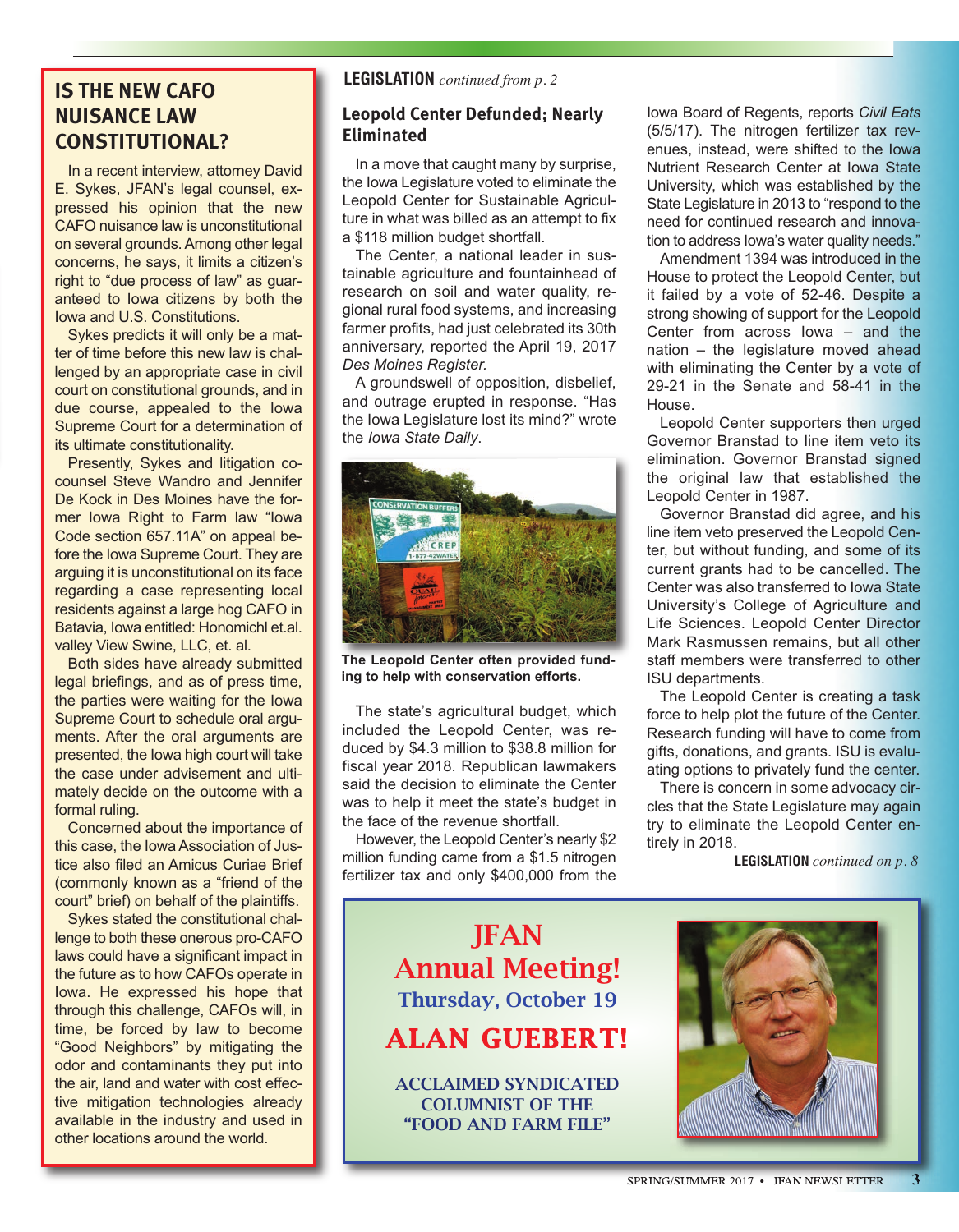## IS THE NEW CAFO NUISANCE LAW CONSTITUTIONAL?

In a recent interview, attorney David E. Sykes, JFAN's legal counsel, expressed his opinion that the new CAFO nuisance law is unconstitutional on several grounds. Among other legal concerns, he says, it limits a citizen's right to "due process of law" as guaranteed to Iowa citizens by both the Iowa and U.S. Constitutions.

Sykes predicts it will only be a matter of time before this new law is challenged by an appropriate case in civil court on constitutional grounds, and in due course, appealed to the Iowa Supreme Court for a determination of its ultimate constitutionality.

Presently, Sykes and litigation co-counsel Steve Wandro and Jennifer De Kock in Des Moines have the former Iowa Right to Farm law "Iowa Code section 657.11A" on appeal before the Iowa Supreme Court. They are arguing it is unconstitutional on its face regarding a case representing local residents against a large hog CAFO in Batavia, Iowa entitled: Honomichl et.al. valley View Swine, LLC, et. al.

Both sides have already submitted legal briefings, and as of press time, the parties were waiting for the Iowa Supreme Court to schedule oral arguments. After the oral arguments are presented, the Iowa high court will take the case under advisement and ultimately decide on the outcome with a formal ruling.

Concerned about the importance of this case, the Iowa Association of Justice also filed an Amicus Curiae Brief (commonly known as a "friend of the court" brief) on behalf of the plaintiffs.

Sykes stated the constitutional challenge to both these onerous pro-CAFO laws could have a significant impact in the future as to how CAFOs operate in Iowa. He expressed his hope that through this challenge, CAFOs will, in time, be forced by law to become "Good Neighbors" by mitigating the odor and contaminants they put into the air, land and water with cost effective mitigation technologies already available in the industry and used in other locations around the world.

**LEGISLATION** *continued from p. 2*

## Leopold Center Defunded; Nearly Eliminated

In a move that caught many by surprise, the Iowa Legislature voted to eliminate the Leopold Center for Sustainable Agriculture in what was billed as an attempt to fix a $118 million budget shortfall.

The Center, a national leader in sustainable agriculture and fountainhead of research on soil and water quality, regional rural food systems, and increasing farmer profits, had just celebrated its 30th anniversary, reported the April 19, 2017 *Des Moines Register.*

A groundswell of opposition, disbelief, and outrage erupted in response. "Has the Iowa Legislature lost its mind?" wrote the *Iowa State Daily*.

**The Leopold Center often provided funding to help with conservation efforts.**

The state's agricultural budget, which included the Leopold Center, was reduced by $4.3 million to $38.8 million for fiscal year 2018. Republican lawmakers said the decision to eliminate the Center was to help it meet the state's budget in the face of the revenue shortfall.

However, the Leopold Center's nearly $2 million funding came from a $1.5 nitrogen fertilizer tax and only $400,000 from the Iowa Board of Regents, reports *Civil Eats* (5/5/17). The nitrogen fertilizer tax revenues, instead, were shifted to the Iowa Nutrient Research Center at Iowa State University, which was established by the State Legislature in 2013 to "respond to the need for continued research and innovation to address Iowa's water quality needs."

Amendment 1394 was introduced in the House to protect the Leopold Center, but it failed by a vote of 52-46. Despite a strong showing of support for the Leopold Center from across Iowa – and the nation – the legislature moved ahead with eliminating the Center by a vote of 29-21 in the Senate and 58-41 in the House.

Leopold Center supporters then urged Governor Branstad to line item veto its elimination. Governor Branstad signed the original law that established the Leopold Center in 1987.

Governor Branstad did agree, and his line item veto preserved the Leopold Center, but without funding, and some of its current grants had to be cancelled. The Center was also transferred to Iowa State University's College of Agriculture and Life Sciences. Leopold Center Director Mark Rasmussen remains, but all other staff members were transferred to other ISU departments.

The Leopold Center is creating a task force to help plot the future of the Center. Research funding will have to come from gifts, donations, and grants. ISU is evaluating options to privately fund the center.

There is concern in some advocacy circles that the State Legislature may again try to eliminate the Leopold Center entirely in 2018.

**LEGISLATION** *continued on p. 8*

## JFAN Annual Meeting!

**Thursday, October 19**

## ALAN GUEBERT!

**ACCLAIMED SYNDICATED COLUMNIST OF THE "FOOD AND FARM FILE"**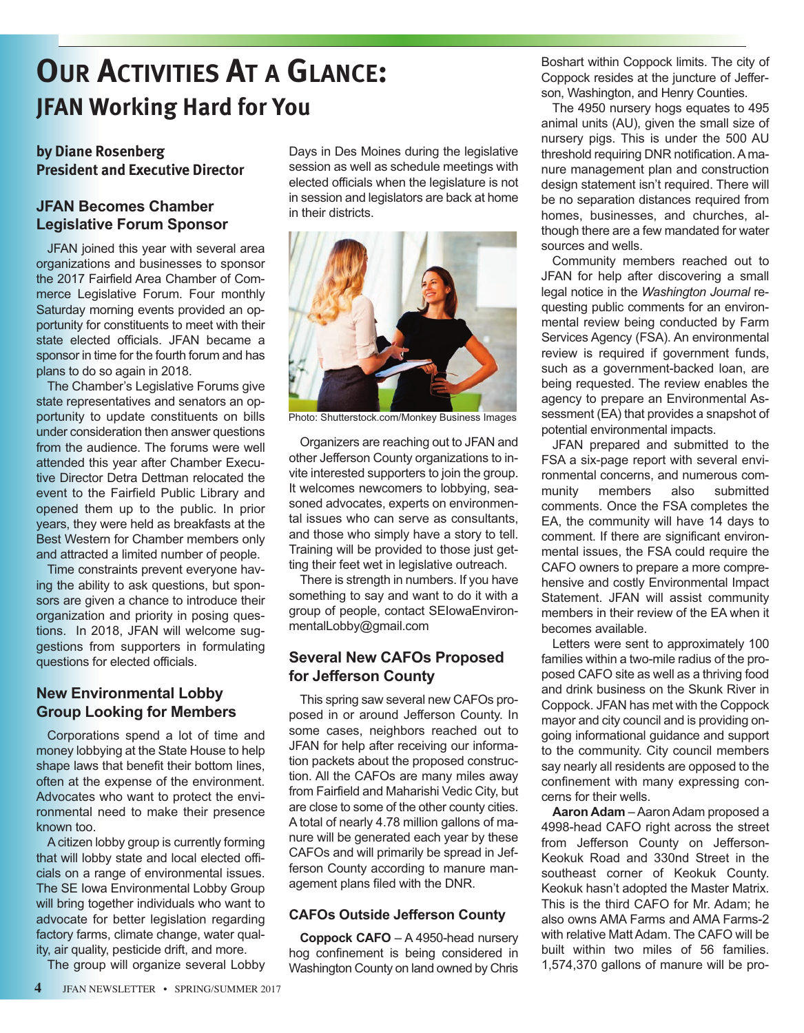# Our Activities At a Glance:

## JFAN Working Hard for You

**by Diane Rosenberg**
**President and Executive Director**

### JFAN Becomes Chamber Legislative Forum Sponsor

JFAN joined this year with several area organizations and businesses to sponsor the 2017 Fairfield Area Chamber of Commerce Legislative Forum. Four monthly Saturday morning events provided an opportunity for constituents to meet with their state elected officials. JFAN became a sponsor in time for the fourth forum and has plans to do so again in 2018.

The Chamber's Legislative Forums give state representatives and senators an opportunity to update constituents on bills under consideration then answer questions from the audience. The forums were well attended this year after Chamber Executive Director Detra Dettman relocated the event to the Fairfield Public Library and opened them up to the public. In prior years, they were held as breakfasts at the Best Western for Chamber members only and attracted a limited number of people.

Time constraints prevent everyone having the ability to ask questions, but sponsors are given a chance to introduce their organization and priority in posing questions. In 2018, JFAN will welcome suggestions from supporters in formulating questions for elected officials.

### New Environmental Lobby Group Looking for Members

Corporations spend a lot of time and money lobbying at the State House to help shape laws that benefit their bottom lines, often at the expense of the environment. Advocates who want to protect the environmental need to make their presence known too.

A citizen lobby group is currently forming that will lobby state and local elected officials on a range of environmental issues. The SE Iowa Environmental Lobby Group will bring together individuals who want to advocate for better legislation regarding factory farms, climate change, water quality, air quality, pesticide drift, and more.

The group will organize several Lobby Days in Des Moines during the legislative session as well as schedule meetings with elected officials when the legislature is not in session and legislators are back at home in their districts.

Photo: Shutterstock.com/Monkey Business Images

Organizers are reaching out to JFAN and other Jefferson County organizations to invite interested supporters to join the group. It welcomes newcomers to lobbying, seasoned advocates, experts on environmental issues who can serve as consultants, and those who simply have a story to tell. Training will be provided to those just getting their feet wet in legislative outreach.

There is strength in numbers. If you have something to say and want to do it with a group of people, contact SEIowaEnvironmentalLobby@gmail.com

### Several New CAFOs Proposed for Jefferson County

This spring saw several new CAFOs proposed in or around Jefferson County. In some cases, neighbors reached out to JFAN for help after receiving our information packets about the proposed construction. All the CAFOs are many miles away from Fairfield and Maharishi Vedic City, but are close to some of the other county cities. A total of nearly 4.78 million gallons of manure will be generated each year by these CAFOs and will primarily be spread in Jefferson County according to manure management plans filed with the DNR.

#### CAFOs Outside Jefferson County

**Coppock CAFO** – A 4950-head nursery hog confinement is being considered in Washington County on land owned by Chris Boshart within Coppock limits. The city of Coppock resides at the juncture of Jefferson, Washington, and Henry Counties.

The 4950 nursery hogs equates to 495 animal units (AU), given the small size of nursery pigs. This is under the 500 AU threshold requiring DNR notification. A manure management plan and construction design statement isn't required. There will be no separation distances required from homes, businesses, and churches, although there are a few mandated for water sources and wells.

Community members reached out to JFAN for help after discovering a small legal notice in the *Washington Journal* requesting public comments for an environmental review being conducted by Farm Services Agency (FSA). An environmental review is required if government funds, such as a government-backed loan, are being requested. The review enables the agency to prepare an Environmental Assessment (EA) that provides a snapshot of potential environmental impacts.

JFAN prepared and submitted to the FSA a six-page report with several environmental concerns, and numerous community members also submitted comments. Once the FSA completes the EA, the community will have 14 days to comment. If there are significant environmental issues, the FSA could require the CAFO owners to prepare a more comprehensive and costly Environmental Impact Statement. JFAN will assist community members in their review of the EA when it becomes available.

Letters were sent to approximately 100 families within a two-mile radius of the proposed CAFO site as well as a thriving food and drink business on the Skunk River in Coppock. JFAN has met with the Coppock mayor and city council and is providing ongoing informational guidance and support to the community. City council members say nearly all residents are opposed to the confinement with many expressing concerns for their wells.

**Aaron Adam** – Aaron Adam proposed a 4998-head CAFO right across the street from Jefferson County on Jefferson-Keokuk Road and 330nd Street in the southeast corner of Keokuk County. Keokuk hasn't adopted the Master Matrix. This is the third CAFO for Mr. Adam; he also owns AMA Farms and AMA Farms-2 with relative Matt Adam. The CAFO will be built within two miles of 56 families. 1,574,370 gallons of manure will be pro-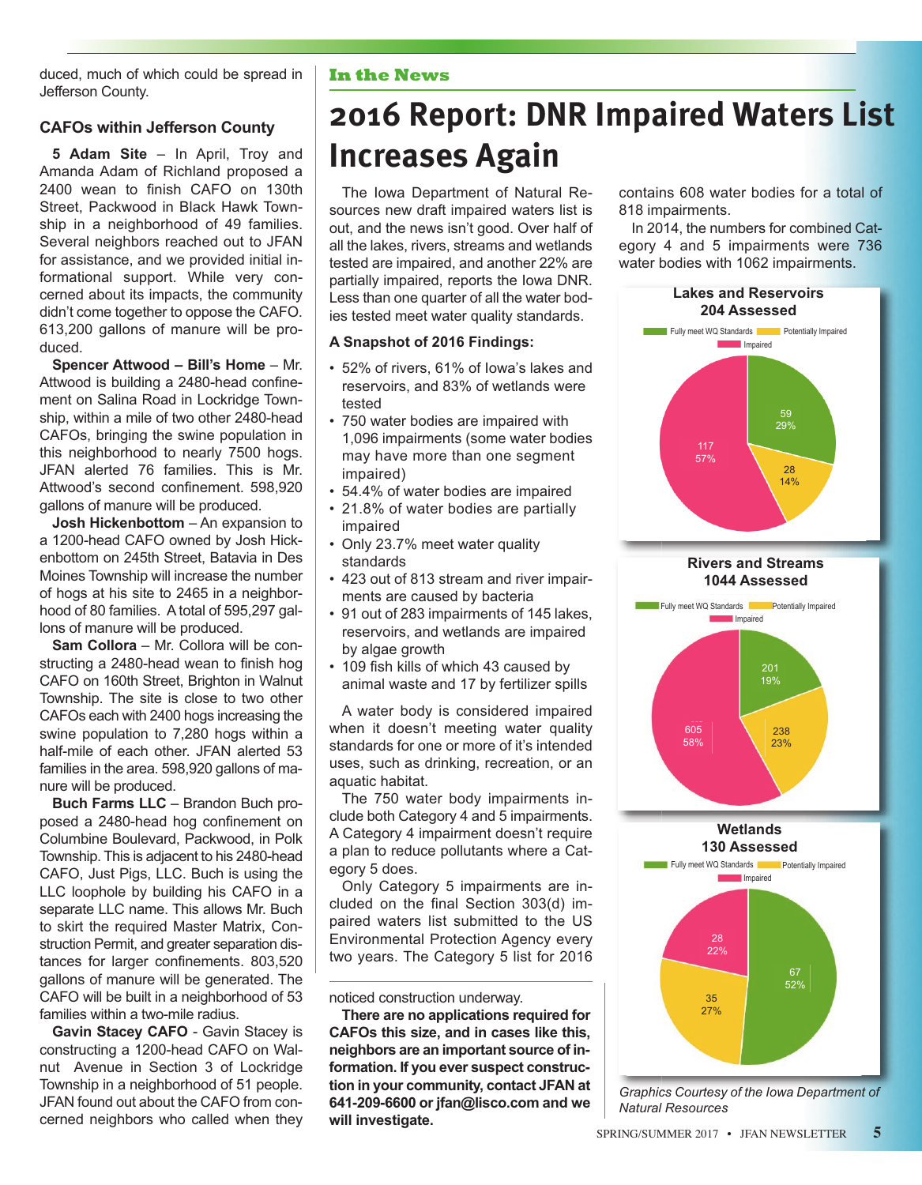duced, much of which could be spread in Jefferson County.

### CAFOs within Jefferson County

**5 Adam Site** – In April, Troy and Amanda Adam of Richland proposed a 2400 wean to finish CAFO on 130th Street, Packwood in Black Hawk Township in a neighborhood of 49 families. Several neighbors reached out to JFAN for assistance, and we provided initial informational support. While very concerned about its impacts, the community didn't come together to oppose the CAFO. 613,200 gallons of manure will be produced.

**Spencer Attwood – Bill's Home** – Mr. Attwood is building a 2480-head confinement on Salina Road in Lockridge Township, within a mile of two other 2480-head CAFOs, bringing the swine population in this neighborhood to nearly 7500 hogs. JFAN alerted 76 families. This is Mr. Attwood's second confinement. 598,920 gallons of manure will be produced.

**Josh Hickenbottom** – An expansion to a 1200-head CAFO owned by Josh Hickenbottom on 245th Street, Batavia in Des Moines Township will increase the number of hogs at his site to 2465 in a neighborhood of 80 families. A total of 595,297 gallons of manure will be produced.

**Sam Collora** – Mr. Collora will be constructing a 2480-head wean to finish hog CAFO on 160th Street, Brighton in Walnut Township. The site is close to two other CAFOs each with 2400 hogs increasing the swine population to 7,280 hogs within a half-mile of each other. JFAN alerted 53 families in the area. 598,920 gallons of manure will be produced.

**Buch Farms LLC** – Brandon Buch proposed a 2480-head hog confinement on Columbine Boulevard, Packwood, in Polk Township. This is adjacent to his 2480-head CAFO, Just Pigs, LLC. Buch is using the LLC loophole by building his CAFO in a separate LLC name. This allows Mr. Buch to skirt the required Master Matrix, Construction Permit, and greater separation distances for larger confinements. 803,520 gallons of manure will be generated. The CAFO will be built in a neighborhood of 53 families within a two-mile radius.

**Gavin Stacey CAFO** - Gavin Stacey is constructing a 1200-head CAFO on Walnut Avenue in Section 3 of Lockridge Township in a neighborhood of 51 people. JFAN found out about the CAFO from concerned neighbors who called when they noticed construction underway.

**There are no applications required for CAFOs this size, and in cases like this, neighbors are an important source of information. If you ever suspect construction in your community, contact JFAN at 641-209-6600 or jfan@lisco.com and we will investigate.**

**In the News**

# 2016 Report: DNR Impaired Waters List Increases Again

The Iowa Department of Natural Resources new draft impaired waters list is out, and the news isn't good. Over half of all the lakes, rivers, streams and wetlands tested are impaired, and another 22% are partially impaired, reports the Iowa DNR. Less than one quarter of all the water bodies tested meet water quality standards.

### A Snapshot of 2016 Findings:

- 52% of rivers, 61% of Iowa's lakes and reservoirs, and 83% of wetlands were tested
- 750 water bodies are impaired with 1,096 impairments (some water bodies may have more than one segment impaired)
- 54.4% of water bodies are impaired
- 21.8% of water bodies are partially impaired
- Only 23.7% meet water quality standards
- 423 out of 813 stream and river impairments are caused by bacteria
- 91 out of 283 impairments of 145 lakes, reservoirs, and wetlands are impaired by algae growth
- 109 fish kills of which 43 caused by animal waste and 17 by fertilizer spills

A water body is considered impaired when it doesn't meeting water quality standards for one or more of it's intended uses, such as drinking, recreation, or an aquatic habitat.

The 750 water body impairments include both Category 4 and 5 impairments. A Category 4 impairment doesn't require a plan to reduce pollutants where a Category 5 does.

Only Category 5 impairments are included on the final Section 303(d) impaired waters list submitted to the US Environmental Protection Agency every two years. The Category 5 list for 2016 contains 608 water bodies for a total of 818 impairments.

In 2014, the numbers for combined Category 4 and 5 impairments were 736 water bodies with 1062 impairments.

**Lakes and Reservoirs 204 Assessed**

| Category | Number | Percent |
|---|---|---|
| Fully meet WQ Standards | 59 | 29% |
| Potentially Impaired | 28 | 14% |
| Impaired | 117 | 57% |

**Rivers and Streams 1044 Assessed**

| Category | Number | Percent |
|---|---|---|
| Fully meet WQ Standards | 201 | 19% |
| Potentially Impaired | 238 | 23% |
| Impaired | 605 | 58% |

**Wetlands 130 Assessed**

| Category | Number | Percent |
|---|---|---|
| Fully meet WQ Standards | 67 | 52% |
| Potentially Impaired | 35 | 27% |
| Impaired | 28 | 22% |

*Graphics Courtesy of the Iowa Department of Natural Resources*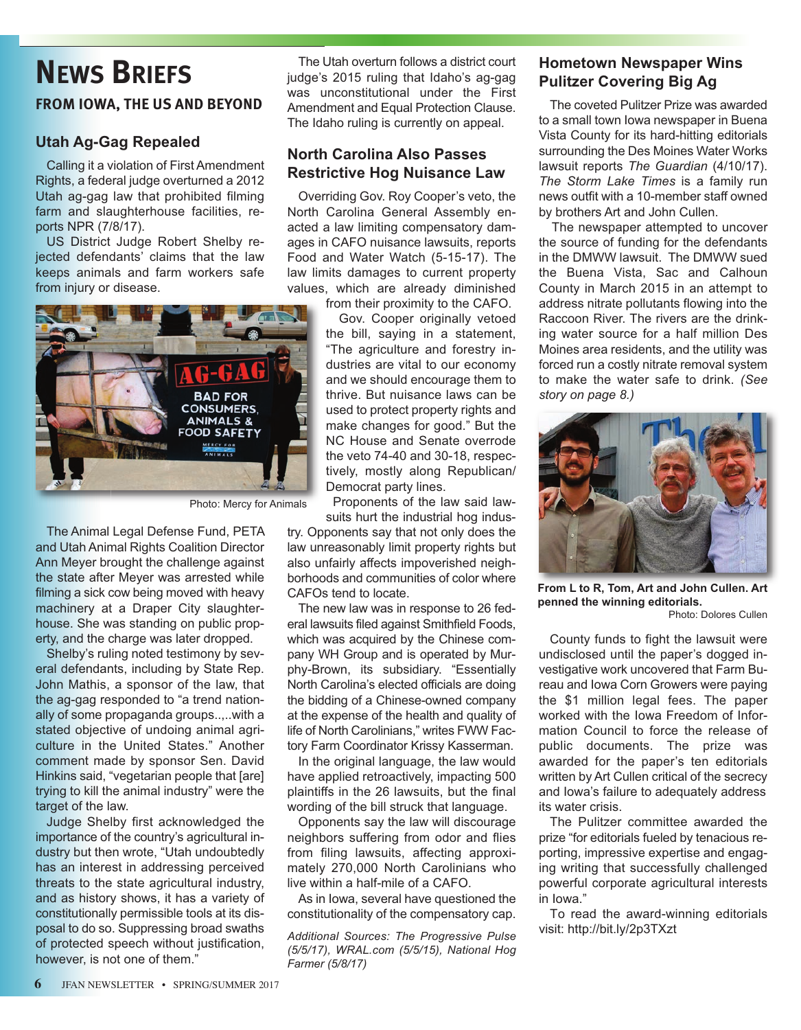# News Briefs

## From Iowa, the US and Beyond

### Utah Ag-Gag Repealed

Calling it a violation of First Amendment Rights, a federal judge overturned a 2012 Utah ag-gag law that prohibited filming farm and slaughterhouse facilities, reports NPR (7/8/17).

US District Judge Robert Shelby rejected defendants' claims that the law keeps animals and farm workers safe from injury or disease.

Photo: Mercy for Animals

The Animal Legal Defense Fund, PETA and Utah Animal Rights Coalition Director Ann Meyer brought the challenge against the state after Meyer was arrested while filming a sick cow being moved with heavy machinery at a Draper City slaughterhouse. She was standing on public property, and the charge was later dropped.

Shelby's ruling noted testimony by several defendants, including by State Rep. John Mathis, a sponsor of the law, that the ag-gag responded to "a trend nationally of some propaganda groups..,..with a stated objective of undoing animal agriculture in the United States." Another comment made by sponsor Sen. David Hinkins said, "vegetarian people that [are] trying to kill the animal industry" were the target of the law.

Judge Shelby first acknowledged the importance of the country's agricultural industry but then wrote, "Utah undoubtedly has an interest in addressing perceived threats to the state agricultural industry, and as history shows, it has a variety of constitutionally permissible tools at its disposal to do so. Suppressing broad swaths of protected speech without justification, however, is not one of them."

The Utah overturn follows a district court judge's 2015 ruling that Idaho's ag-gag was unconstitutional under the First Amendment and Equal Protection Clause. The Idaho ruling is currently on appeal.

### North Carolina Also Passes Restrictive Hog Nuisance Law

Overriding Gov. Roy Cooper's veto, the North Carolina General Assembly enacted a law limiting compensatory damages in CAFO nuisance lawsuits, reports Food and Water Watch (5-15-17). The law limits damages to current property values, which are already diminished from their proximity to the CAFO.

Gov. Cooper originally vetoed the bill, saying in a statement, "The agriculture and forestry industries are vital to our economy and we should encourage them to thrive. But nuisance laws can be used to protect property rights and make changes for good." But the NC House and Senate overrode the veto 74-40 and 30-18, respectively, mostly along Republican/Democrat party lines.

Proponents of the law said lawsuits hurt the industrial hog industry. Opponents say that not only does the law unreasonably limit property rights but also unfairly affects impoverished neighborhoods and communities of color where CAFOs tend to locate.

The new law was in response to 26 federal lawsuits filed against Smithfield Foods, which was acquired by the Chinese company WH Group and is operated by Murphy-Brown, its subsidiary. "Essentially North Carolina's elected officials are doing the bidding of a Chinese-owned company at the expense of the health and quality of life of North Carolinians," writes FWW Factory Farm Coordinator Krissy Kasserman.

In the original language, the law would have applied retroactively, impacting 500 plaintiffs in the 26 lawsuits, but the final wording of the bill struck that language.

Opponents say the law will discourage neighbors suffering from odor and flies from filing lawsuits, affecting approximately 270,000 North Carolinians who live within a half-mile of a CAFO.

As in Iowa, several have questioned the constitutionality of the compensatory cap.

*Additional Sources: The Progressive Pulse (5/5/17), WRAL.com (5/5/15), National Hog Farmer (5/8/17)*

### Hometown Newspaper Wins Pulitzer Covering Big Ag

The coveted Pulitzer Prize was awarded to a small town Iowa newspaper in Buena Vista County for its hard-hitting editorials surrounding the Des Moines Water Works lawsuit reports *The Guardian* (4/10/17). *The Storm Lake Times* is a family run news outfit with a 10-member staff owned by brothers Art and John Cullen.

The newspaper attempted to uncover the source of funding for the defendants in the DMWW lawsuit. The DMWW sued the Buena Vista, Sac and Calhoun County in March 2015 in an attempt to address nitrate pollutants flowing into the Raccoon River. The rivers are the drinking water source for a half million Des Moines area residents, and the utility was forced run a costly nitrate removal system to make the water safe to drink. *(See story on page 8.)*

**From L to R, Tom, Art and John Cullen. Art penned the winning editorials.**
Photo: Dolores Cullen

County funds to fight the lawsuit were undisclosed until the paper's dogged investigative work uncovered that Farm Bureau and Iowa Corn Growers were paying the $1 million legal fees. The paper worked with the Iowa Freedom of Information Council to force the release of public documents. The prize was awarded for the paper's ten editorials written by Art Cullen critical of the secrecy and Iowa's failure to adequately address its water crisis.

The Pulitzer committee awarded the prize "for editorials fueled by tenacious reporting, impressive expertise and engaging writing that successfully challenged powerful corporate agricultural interests in Iowa."

To read the award-winning editorials visit: http://bit.ly/2p3TXzt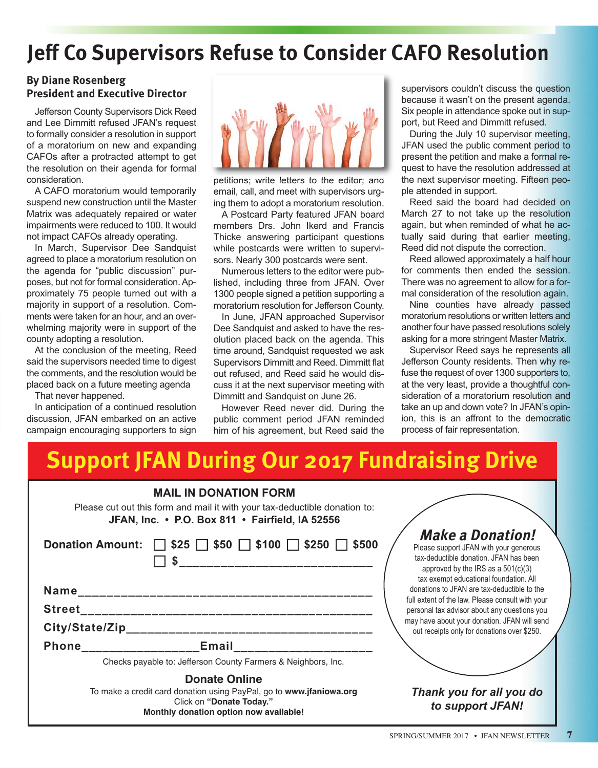# Jeff Co Supervisors Refuse to Consider CAFO Resolution

**By Diane Rosenberg**
**President and Executive Director**

Jefferson County Supervisors Dick Reed and Lee Dimmitt refused JFAN's request to formally consider a resolution in support of a moratorium on new and expanding CAFOs after a protracted attempt to get the resolution on their agenda for formal consideration.

A CAFO moratorium would temporarily suspend new construction until the Master Matrix was adequately repaired or water impairments were reduced to 100. It would not impact CAFOs already operating.

In March, Supervisor Dee Sandquist agreed to place a moratorium resolution on the agenda for "public discussion" purposes, but not for formal consideration. Approximately 75 people turned out with a majority in support of a resolution. Comments were taken for an hour, and an overwhelming majority were in support of the county adopting a resolution.

At the conclusion of the meeting, Reed said the supervisors needed time to digest the comments, and the resolution would be placed back on a future meeting agenda

That never happened.

In anticipation of a continued resolution discussion, JFAN embarked on an active campaign encouraging supporters to sign petitions; write letters to the editor; and email, call, and meet with supervisors urging them to adopt a moratorium resolution.

A Postcard Party featured JFAN board members Drs. John Ikerd and Francis Thicke answering participant questions while postcards were written to supervisors. Nearly 300 postcards were sent.

Numerous letters to the editor were published, including three from JFAN. Over 1300 people signed a petition supporting a moratorium resolution for Jefferson County.

In June, JFAN approached Supervisor Dee Sandquist and asked to have the resolution placed back on the agenda. This time around, Sandquist requested we ask Supervisors Dimmitt and Reed. Dimmitt flat out refused, and Reed said he would discuss it at the next supervisor meeting with Dimmitt and Sandquist on June 26.

However Reed never did. During the public comment period JFAN reminded him of his agreement, but Reed said the supervisors couldn't discuss the question because it wasn't on the present agenda. Six people in attendance spoke out in support, but Reed and Dimmitt refused.

During the July 10 supervisor meeting, JFAN used the public comment period to present the petition and make a formal request to have the resolution addressed at the next supervisor meeting. Fifteen people attended in support.

Reed said the board had decided on March 27 to not take up the resolution again, but when reminded of what he actually said during that earlier meeting, Reed did not dispute the correction.

Reed allowed approximately a half hour for comments then ended the session. There was no agreement to allow for a formal consideration of the resolution again.

Nine counties have already passed moratorium resolutions or written letters and another four have passed resolutions solely asking for a more stringent Master Matrix.

Supervisor Reed says he represents all Jefferson County residents. Then why refuse the request of over 1300 supporters to, at the very least, provide a thoughtful consideration of a moratorium resolution and take an up and down vote? In JFAN's opinion, this is an affront to the democratic process of fair representation.

# Support JFAN During Our 2017 Fundraising Drive

**MAIL IN DONATION FORM**

Please cut out this form and mail it with your tax-deductible donation to:
**JFAN, Inc. • P.O. Box 811 • Fairfield, IA 52556**

**Donation Amount:** ☐ **$25** ☐ **$50** ☐ **$100** ☐ **$250** ☐ **$500**
☐ **$**____________________________

**Name**__________________________________________

**Street**_________________________________________

**City/State/Zip**___________________________________

**Phone**_________________ **Email**____________________

Checks payable to: Jefferson County Farmers & Neighbors, Inc.

**Donate Online**

To make a credit card donation using PayPal, go to **www.jfaniowa.org**
Click on **"Donate Today."**
**Monthly donation option now available!**

## *Make a Donation!*

Please support JFAN with your generous tax-deductible donation. JFAN has been approved by the IRS as a 501(c)(3) tax exempt educational foundation. All donations to JFAN are tax-deductible to the full extent of the law. Please consult with your personal tax advisor about any questions you may have about your donation. JFAN will send out receipts only for donations over $250.

***Thank you for all you do to support JFAN!***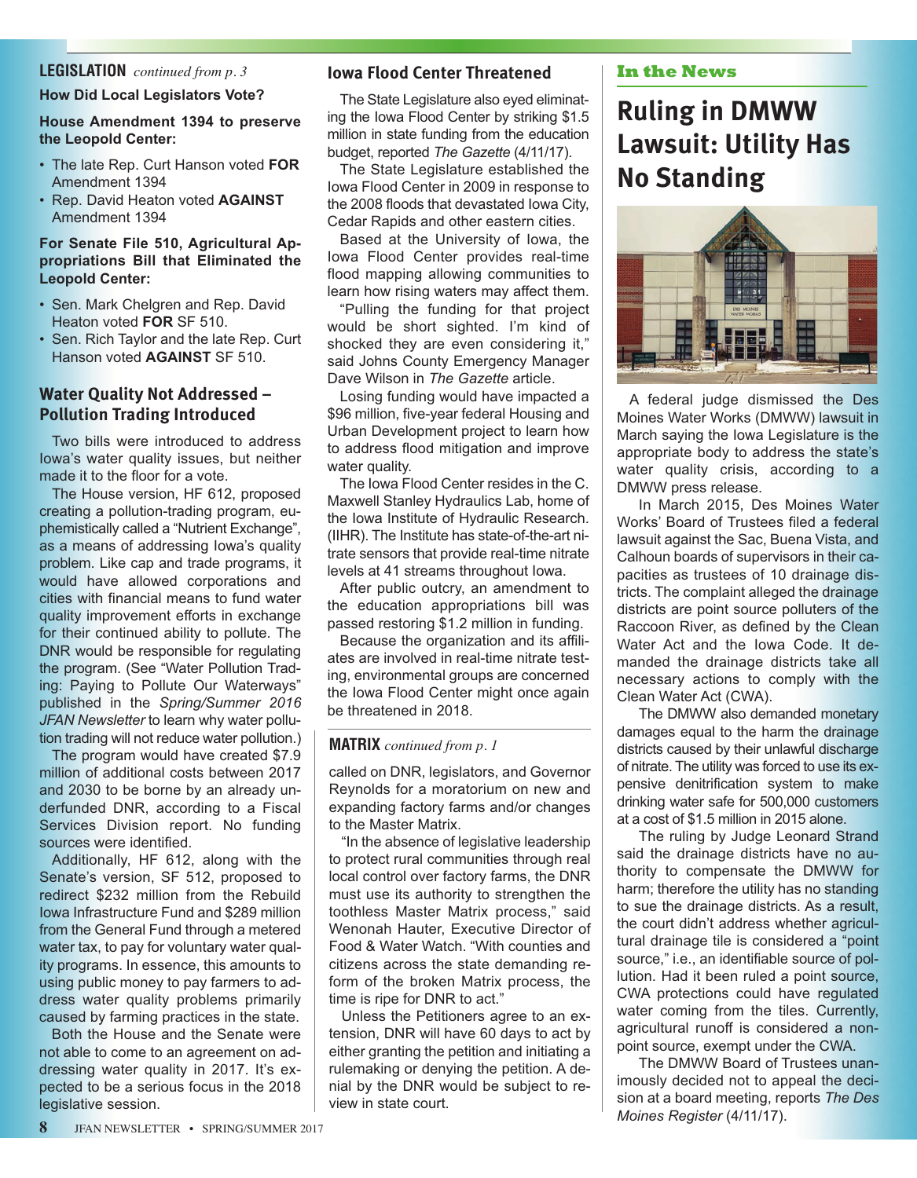**LEGISLATION** *continued from p. 3*

**How Did Local Legislators Vote?**

**House Amendment 1394 to preserve the Leopold Center:**

- The late Rep. Curt Hanson voted **FOR** Amendment 1394
- Rep. David Heaton voted **AGAINST** Amendment 1394

**For Senate File 510, Agricultural Appropriations Bill that Eliminated the Leopold Center:**

- Sen. Mark Chelgren and Rep. David Heaton voted **FOR** SF 510.
- Sen. Rich Taylor and the late Rep. Curt Hanson voted **AGAINST** SF 510.

## Water Quality Not Addressed – Pollution Trading Introduced

Two bills were introduced to address Iowa's water quality issues, but neither made it to the floor for a vote.

The House version, HF 612, proposed creating a pollution-trading program, euphemistically called a "Nutrient Exchange", as a means of addressing Iowa's quality problem. Like cap and trade programs, it would have allowed corporations and cities with financial means to fund water quality improvement efforts in exchange for their continued ability to pollute. The DNR would be responsible for regulating the program. (See "Water Pollution Trading: Paying to Pollute Our Waterways" published in the *Spring/Summer 2016 JFAN Newsletter* to learn why water pollution trading will not reduce water pollution.)

The program would have created $7.9 million of additional costs between 2017 and 2030 to be borne by an already underfunded DNR, according to a Fiscal Services Division report. No funding sources were identified.

Additionally, HF 612, along with the Senate's version, SF 512, proposed to redirect $232 million from the Rebuild Iowa Infrastructure Fund and $289 million from the General Fund through a metered water tax, to pay for voluntary water quality programs. In essence, this amounts to using public money to pay farmers to address water quality problems primarily caused by farming practices in the state.

Both the House and the Senate were not able to come to an agreement on addressing water quality in 2017. It's expected to be a serious focus in the 2018 legislative session.

## Iowa Flood Center Threatened

The State Legislature also eyed eliminating the Iowa Flood Center by striking $1.5 million in state funding from the education budget, reported *The Gazette* (4/11/17).

The State Legislature established the Iowa Flood Center in 2009 in response to the 2008 floods that devastated Iowa City, Cedar Rapids and other eastern cities.

Based at the University of Iowa, the Iowa Flood Center provides real-time flood mapping allowing communities to learn how rising waters may affect them.

"Pulling the funding for that project would be short sighted. I'm kind of shocked they are even considering it," said Johns County Emergency Manager Dave Wilson in *The Gazette* article.

Losing funding would have impacted a $96 million, five-year federal Housing and Urban Development project to learn how to address flood mitigation and improve water quality.

The Iowa Flood Center resides in the C. Maxwell Stanley Hydraulics Lab, home of the Iowa Institute of Hydraulic Research. (IIHR). The Institute has state-of-the-art nitrate sensors that provide real-time nitrate levels at 41 streams throughout Iowa.

After public outcry, an amendment to the education appropriations bill was passed restoring $1.2 million in funding.

Because the organization and its affiliates are involved in real-time nitrate testing, environmental groups are concerned the Iowa Flood Center might once again be threatened in 2018.

**MATRIX** *continued from p. 1*

called on DNR, legislators, and Governor Reynolds for a moratorium on new and expanding factory farms and/or changes to the Master Matrix.

"In the absence of legislative leadership to protect rural communities through real local control over factory farms, the DNR must use its authority to strengthen the toothless Master Matrix process," said Wenonah Hauter, Executive Director of Food & Water Watch. "With counties and citizens across the state demanding reform of the broken Matrix process, the time is ripe for DNR to act."

Unless the Petitioners agree to an extension, DNR will have 60 days to act by either granting the petition and initiating a rulemaking or denying the petition. A denial by the DNR would be subject to review in state court.

**In the News**

# Ruling in DMWW Lawsuit: Utility Has No Standing

A federal judge dismissed the Des Moines Water Works (DMWW) lawsuit in March saying the Iowa Legislature is the appropriate body to address the state's water quality crisis, according to a DMWW press release.

In March 2015, Des Moines Water Works' Board of Trustees filed a federal lawsuit against the Sac, Buena Vista, and Calhoun boards of supervisors in their capacities as trustees of 10 drainage districts. The complaint alleged the drainage districts are point source polluters of the Raccoon River, as defined by the Clean Water Act and the Iowa Code. It demanded the drainage districts take all necessary actions to comply with the Clean Water Act (CWA).

The DMWW also demanded monetary damages equal to the harm the drainage districts caused by their unlawful discharge of nitrate. The utility was forced to use its expensive denitrification system to make drinking water safe for 500,000 customers at a cost of $1.5 million in 2015 alone.

The ruling by Judge Leonard Strand said the drainage districts have no authority to compensate the DMWW for harm; therefore the utility has no standing to sue the drainage districts. As a result, the court didn't address whether agricultural drainage tile is considered a "point source," i.e., an identifiable source of pollution. Had it been ruled a point source, CWA protections could have regulated water coming from the tiles. Currently, agricultural runoff is considered a nonpoint source, exempt under the CWA.

The DMWW Board of Trustees unanimously decided not to appeal the decision at a board meeting, reports *The Des Moines Register* (4/11/17).